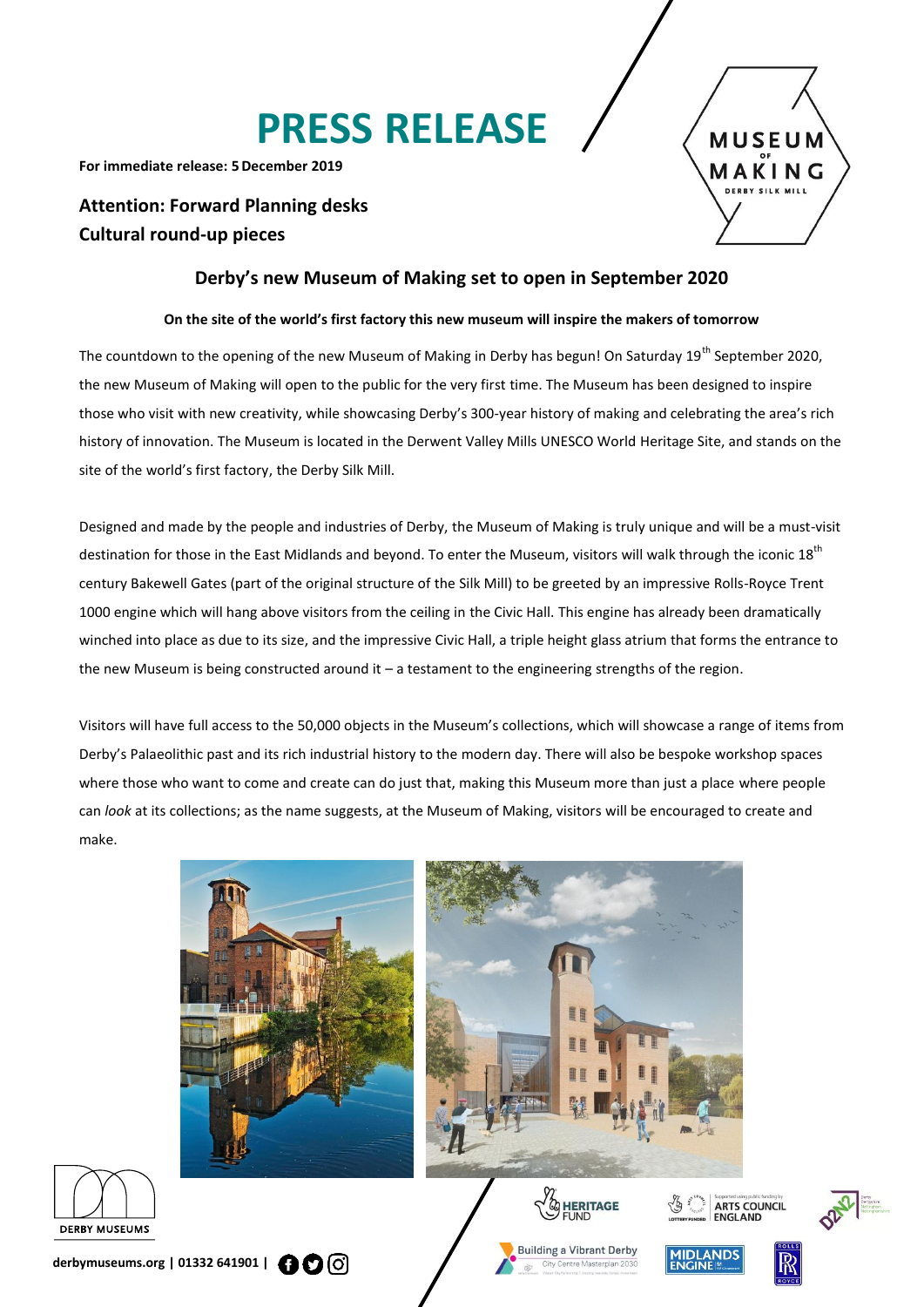# PRESS RELEASE

**For immediate release: 5 December 2019**

**Attention: Forward Planning desks**
**Cultural round-up pieces**

## Derby's new Museum of Making set to open in September 2020

**On the site of the world's first factory this new museum will inspire the makers of tomorrow**

The countdown to the opening of the new Museum of Making in Derby has begun! On Saturday 19th September 2020, the new Museum of Making will open to the public for the very first time. The Museum has been designed to inspire those who visit with new creativity, while showcasing Derby's 300-year history of making and celebrating the area's rich history of innovation. The Museum is located in the Derwent Valley Mills UNESCO World Heritage Site, and stands on the site of the world's first factory, the Derby Silk Mill.

Designed and made by the people and industries of Derby, the Museum of Making is truly unique and will be a must-visit destination for those in the East Midlands and beyond. To enter the Museum, visitors will walk through the iconic 18th century Bakewell Gates (part of the original structure of the Silk Mill) to be greeted by an impressive Rolls-Royce Trent 1000 engine which will hang above visitors from the ceiling in the Civic Hall. This engine has already been dramatically winched into place as due to its size, and the impressive Civic Hall, a triple height glass atrium that forms the entrance to the new Museum is being constructed around it – a testament to the engineering strengths of the region.

Visitors will have full access to the 50,000 objects in the Museum's collections, which will showcase a range of items from Derby's Palaeolithic past and its rich industrial history to the modern day. There will also be bespoke workshop spaces where those who want to come and create can do just that, making this Museum more than just a place where people can *look* at its collections; as the name suggests, at the Museum of Making, visitors will be encouraged to create and make.

derbymuseums.org | 01332 641901 |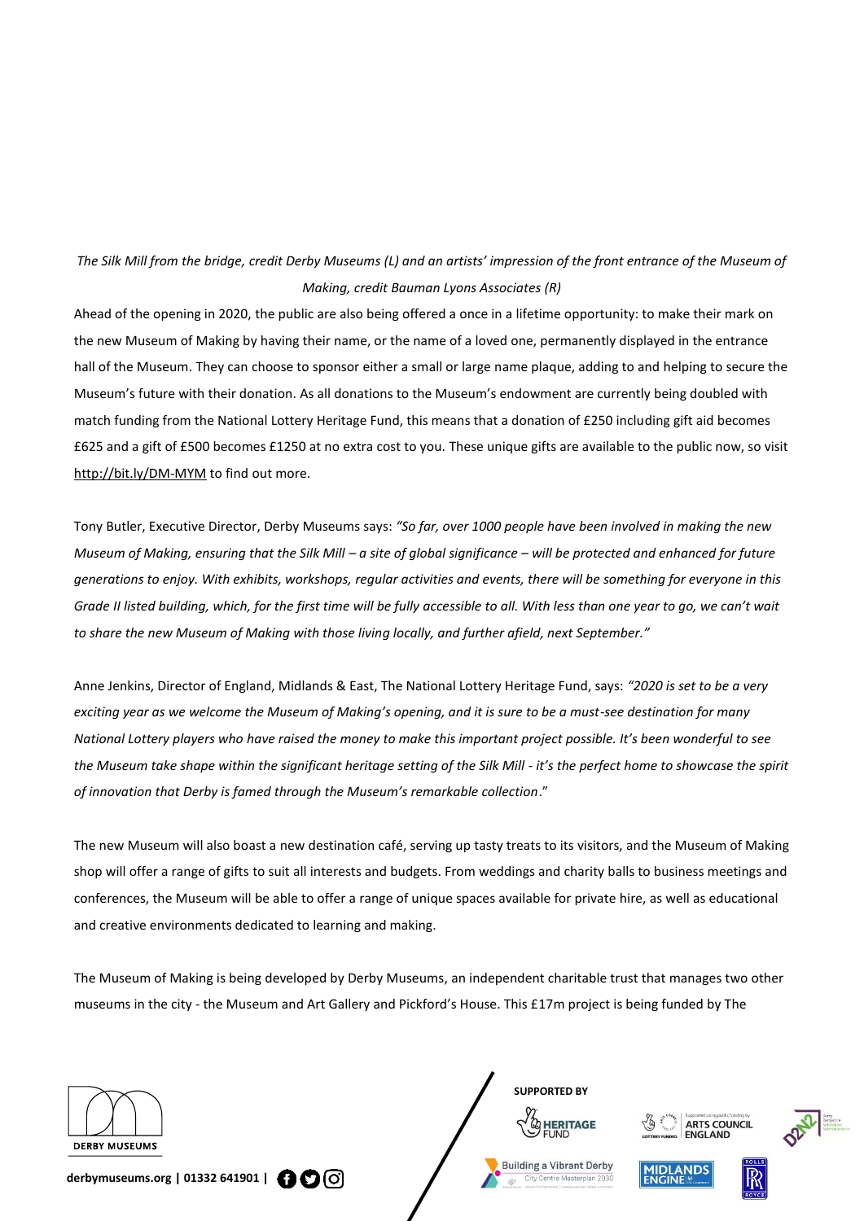*The Silk Mill from the bridge, credit Derby Museums (L) and an artists' impression of the front entrance of the Museum of Making, credit Bauman Lyons Associates (R)*

Ahead of the opening in 2020, the public are also being offered a once in a lifetime opportunity: to make their mark on the new Museum of Making by having their name, or the name of a loved one, permanently displayed in the entrance hall of the Museum. They can choose to sponsor either a small or large name plaque, adding to and helping to secure the Museum's future with their donation. As all donations to the Museum's endowment are currently being doubled with match funding from the National Lottery Heritage Fund, this means that a donation of £250 including gift aid becomes £625 and a gift of £500 becomes £1250 at no extra cost to you. These unique gifts are available to the public now, so visit http://bit.ly/DM-MYM to find out more.

Tony Butler, Executive Director, Derby Museums says: *"So far, over 1000 people have been involved in making the new Museum of Making, ensuring that the Silk Mill – a site of global significance – will be protected and enhanced for future generations to enjoy. With exhibits, workshops, regular activities and events, there will be something for everyone in this Grade II listed building, which, for the first time will be fully accessible to all. With less than one year to go, we can't wait to share the new Museum of Making with those living locally, and further afield, next September."*

Anne Jenkins, Director of England, Midlands & East, The National Lottery Heritage Fund, says: *"2020 is set to be a very exciting year as we welcome the Museum of Making's opening, and it is sure to be a must-see destination for many National Lottery players who have raised the money to make this important project possible. It's been wonderful to see the Museum take shape within the significant heritage setting of the Silk Mill - it's the perfect home to showcase the spirit of innovation that Derby is famed through the Museum's remarkable collection*."

The new Museum will also boast a new destination café, serving up tasty treats to its visitors, and the Museum of Making shop will offer a range of gifts to suit all interests and budgets. From weddings and charity balls to business meetings and conferences, the Museum will be able to offer a range of unique spaces available for private hire, as well as educational and creative environments dedicated to learning and making.

The Museum of Making is being developed by Derby Museums, an independent charitable trust that manages two other museums in the city - the Museum and Art Gallery and Pickford's House. This £17m project is being funded by The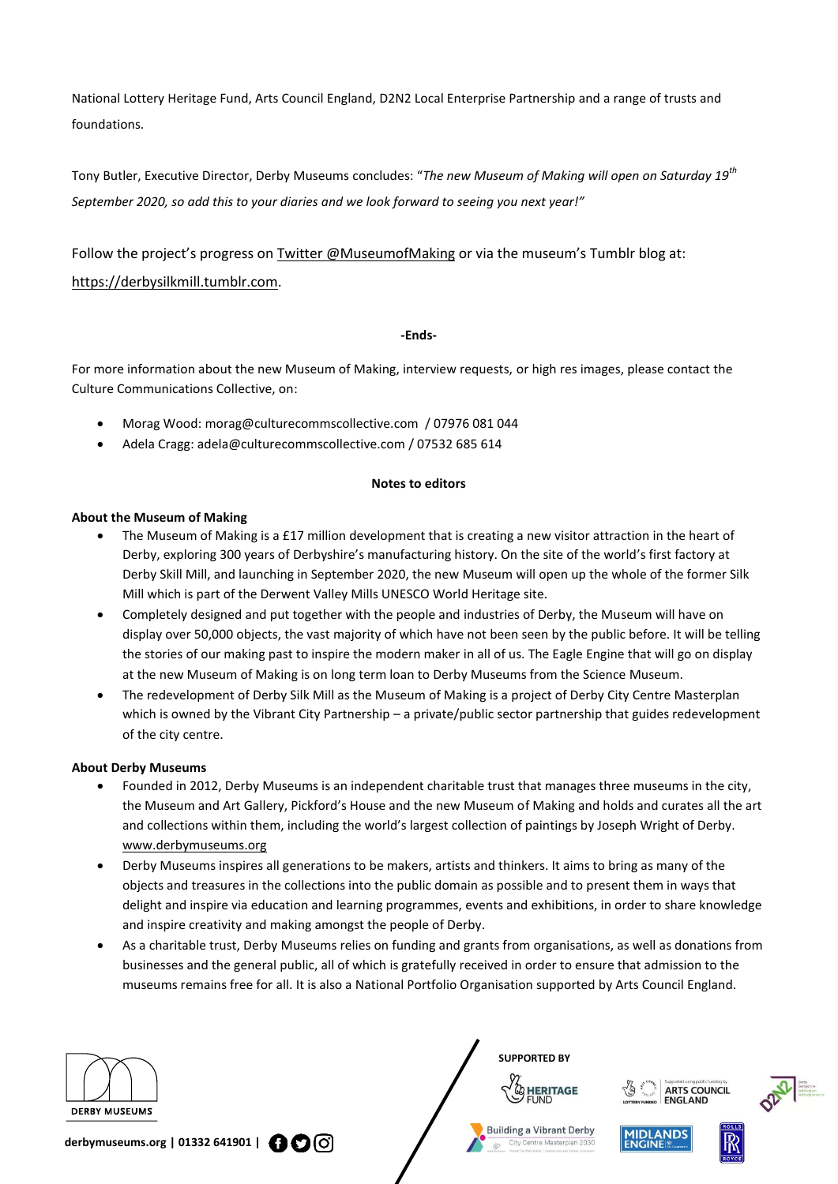National Lottery Heritage Fund, Arts Council England, D2N2 Local Enterprise Partnership and a range of trusts and foundations.

Tony Butler, Executive Director, Derby Museums concludes: "*The new Museum of Making will open on Saturday 19th September 2020, so add this to your diaries and we look forward to seeing you next year!"*

Follow the project's progress on Twitter @MuseumofMaking or via the museum's Tumblr blog at: https://derbysilkmill.tumblr.com.

**-Ends-**

For more information about the new Museum of Making, interview requests, or high res images, please contact the Culture Communications Collective, on:

- Morag Wood: morag@culturecommscollective.com / 07976 081 044
- Adela Cragg: adela@culturecommscollective.com / 07532 685 614

**Notes to editors**

**About the Museum of Making**

- The Museum of Making is a £17 million development that is creating a new visitor attraction in the heart of Derby, exploring 300 years of Derbyshire's manufacturing history. On the site of the world's first factory at Derby Skill Mill, and launching in September 2020, the new Museum will open up the whole of the former Silk Mill which is part of the Derwent Valley Mills UNESCO World Heritage site.
- Completely designed and put together with the people and industries of Derby, the Museum will have on display over 50,000 objects, the vast majority of which have not been seen by the public before. It will be telling the stories of our making past to inspire the modern maker in all of us. The Eagle Engine that will go on display at the new Museum of Making is on long term loan to Derby Museums from the Science Museum.
- The redevelopment of Derby Silk Mill as the Museum of Making is a project of Derby City Centre Masterplan which is owned by the Vibrant City Partnership – a private/public sector partnership that guides redevelopment of the city centre.

**About Derby Museums**

- Founded in 2012, Derby Museums is an independent charitable trust that manages three museums in the city, the Museum and Art Gallery, Pickford's House and the new Museum of Making and holds and curates all the art and collections within them, including the world's largest collection of paintings by Joseph Wright of Derby. www.derbymuseums.org
- Derby Museums inspires all generations to be makers, artists and thinkers. It aims to bring as many of the objects and treasures in the collections into the public domain as possible and to present them in ways that delight and inspire via education and learning programmes, events and exhibitions, in order to share knowledge and inspire creativity and making amongst the people of Derby.
- As a charitable trust, Derby Museums relies on funding and grants from organisations, as well as donations from businesses and the general public, all of which is gratefully received in order to ensure that admission to the museums remains free for all. It is also a National Portfolio Organisation supported by Arts Council England.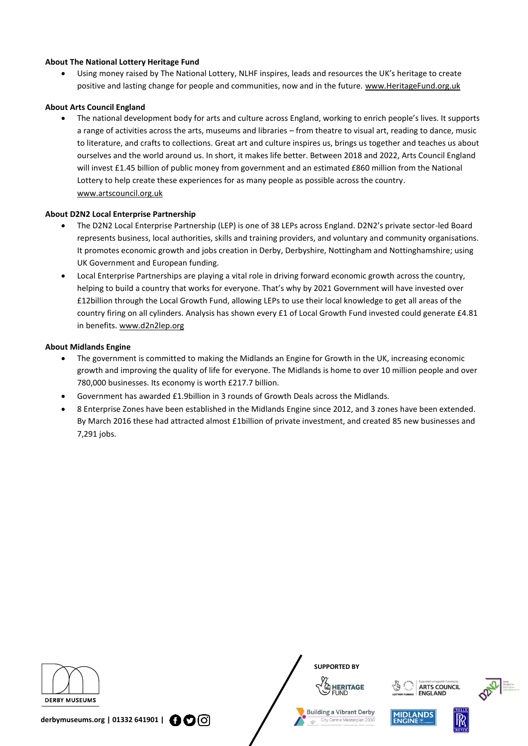**About The National Lottery Heritage Fund**

- Using money raised by The National Lottery, NLHF inspires, leads and resources the UK's heritage to create positive and lasting change for people and communities, now and in the future. www.HeritageFund.org.uk

**About Arts Council England**

- The national development body for arts and culture across England, working to enrich people's lives. It supports a range of activities across the arts, museums and libraries – from theatre to visual art, reading to dance, music to literature, and crafts to collections. Great art and culture inspires us, brings us together and teaches us about ourselves and the world around us. In short, it makes life better. Between 2018 and 2022, Arts Council England will invest £1.45 billion of public money from government and an estimated £860 million from the National Lottery to help create these experiences for as many people as possible across the country. www.artscouncil.org.uk

**About D2N2 Local Enterprise Partnership**

- The D2N2 Local Enterprise Partnership (LEP) is one of 38 LEPs across England. D2N2's private sector-led Board represents business, local authorities, skills and training providers, and voluntary and community organisations. It promotes economic growth and jobs creation in Derby, Derbyshire, Nottingham and Nottinghamshire; using UK Government and European funding.
- Local Enterprise Partnerships are playing a vital role in driving forward economic growth across the country, helping to build a country that works for everyone. That's why by 2021 Government will have invested over £12billion through the Local Growth Fund, allowing LEPs to use their local knowledge to get all areas of the country firing on all cylinders. Analysis has shown every £1 of Local Growth Fund invested could generate £4.81 in benefits. www.d2n2lep.org

**About Midlands Engine**

- The government is committed to making the Midlands an Engine for Growth in the UK, increasing economic growth and improving the quality of life for everyone. The Midlands is home to over 10 million people and over 780,000 businesses. Its economy is worth £217.7 billion.
- Government has awarded £1.9billion in 3 rounds of Growth Deals across the Midlands.
- 8 Enterprise Zones have been established in the Midlands Engine since 2012, and 3 zones have been extended. By March 2016 these had attracted almost £1billion of private investment, and created 85 new businesses and 7,291 jobs.

DERBY MUSEUMS

derbymuseums.org | 01332 641901 |

SUPPORTED BY